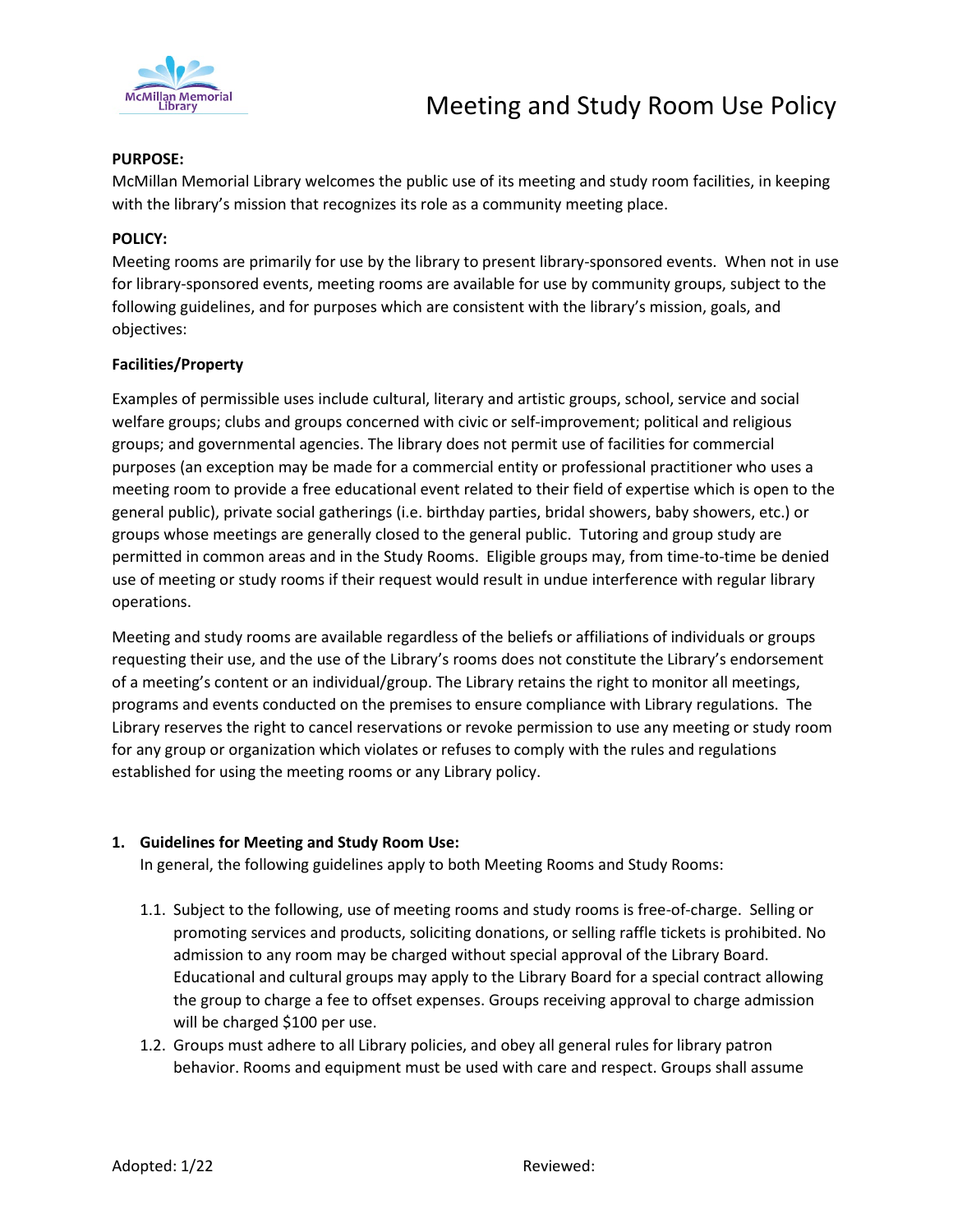# Meeting and Study Room Use Policy

**PURPOSE:**
McMillan Memorial Library welcomes the public use of its meeting and study room facilities, in keeping with the library's mission that recognizes its role as a community meeting place.

**POLICY:**
Meeting rooms are primarily for use by the library to present library-sponsored events. When not in use for library-sponsored events, meeting rooms are available for use by community groups, subject to the following guidelines, and for purposes which are consistent with the library's mission, goals, and objectives:

**Facilities/Property**

Examples of permissible uses include cultural, literary and artistic groups, school, service and social welfare groups; clubs and groups concerned with civic or self-improvement; political and religious groups; and governmental agencies. The library does not permit use of facilities for commercial purposes (an exception may be made for a commercial entity or professional practitioner who uses a meeting room to provide a free educational event related to their field of expertise which is open to the general public), private social gatherings (i.e. birthday parties, bridal showers, baby showers, etc.) or groups whose meetings are generally closed to the general public. Tutoring and group study are permitted in common areas and in the Study Rooms. Eligible groups may, from time-to-time be denied use of meeting or study rooms if their request would result in undue interference with regular library operations.

Meeting and study rooms are available regardless of the beliefs or affiliations of individuals or groups requesting their use, and the use of the Library's rooms does not constitute the Library's endorsement of a meeting's content or an individual/group. The Library retains the right to monitor all meetings, programs and events conducted on the premises to ensure compliance with Library regulations. The Library reserves the right to cancel reservations or revoke permission to use any meeting or study room for any group or organization which violates or refuses to comply with the rules and regulations established for using the meeting rooms or any Library policy.

1. **Guidelines for Meeting and Study Room Use:**
   In general, the following guidelines apply to both Meeting Rooms and Study Rooms:

   1.1. Subject to the following, use of meeting rooms and study rooms is free-of-charge. Selling or promoting services and products, soliciting donations, or selling raffle tickets is prohibited. No admission to any room may be charged without special approval of the Library Board. Educational and cultural groups may apply to the Library Board for a special contract allowing the group to charge a fee to offset expenses. Groups receiving approval to charge admission will be charged $100 per use.

   1.2. Groups must adhere to all Library policies, and obey all general rules for library patron behavior. Rooms and equipment must be used with care and respect. Groups shall assume

Adopted: 1/22 Reviewed: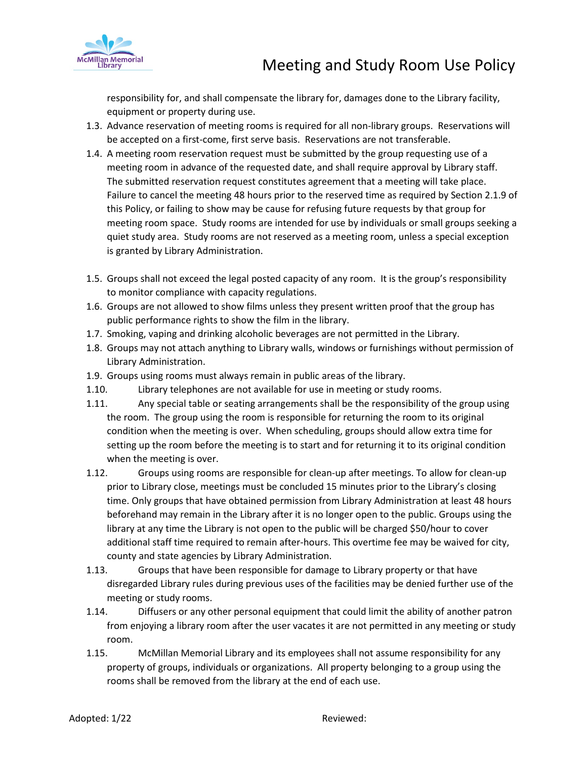responsibility for, and shall compensate the library for, damages done to the Library facility, equipment or property during use.

1.3. Advance reservation of meeting rooms is required for all non-library groups. Reservations will be accepted on a first-come, first serve basis. Reservations are not transferable.

1.4. A meeting room reservation request must be submitted by the group requesting use of a meeting room in advance of the requested date, and shall require approval by Library staff. The submitted reservation request constitutes agreement that a meeting will take place. Failure to cancel the meeting 48 hours prior to the reserved time as required by Section 2.1.9 of this Policy, or failing to show may be cause for refusing future requests by that group for meeting room space. Study rooms are intended for use by individuals or small groups seeking a quiet study area. Study rooms are not reserved as a meeting room, unless a special exception is granted by Library Administration.

1.5. Groups shall not exceed the legal posted capacity of any room. It is the group's responsibility to monitor compliance with capacity regulations.

1.6. Groups are not allowed to show films unless they present written proof that the group has public performance rights to show the film in the library.

1.7. Smoking, vaping and drinking alcoholic beverages are not permitted in the Library.

1.8. Groups may not attach anything to Library walls, windows or furnishings without permission of Library Administration.

1.9. Groups using rooms must always remain in public areas of the library.

1.10. Library telephones are not available for use in meeting or study rooms.

1.11. Any special table or seating arrangements shall be the responsibility of the group using the room. The group using the room is responsible for returning the room to its original condition when the meeting is over. When scheduling, groups should allow extra time for setting up the room before the meeting is to start and for returning it to its original condition when the meeting is over.

1.12. Groups using rooms are responsible for clean-up after meetings. To allow for clean-up prior to Library close, meetings must be concluded 15 minutes prior to the Library's closing time. Only groups that have obtained permission from Library Administration at least 48 hours beforehand may remain in the Library after it is no longer open to the public. Groups using the library at any time the Library is not open to the public will be charged $50/hour to cover additional staff time required to remain after-hours. This overtime fee may be waived for city, county and state agencies by Library Administration.

1.13. Groups that have been responsible for damage to Library property or that have disregarded Library rules during previous uses of the facilities may be denied further use of the meeting or study rooms.

1.14. Diffusers or any other personal equipment that could limit the ability of another patron from enjoying a library room after the user vacates it are not permitted in any meeting or study room.

1.15. McMillan Memorial Library and its employees shall not assume responsibility for any property of groups, individuals or organizations. All property belonging to a group using the rooms shall be removed from the library at the end of each use.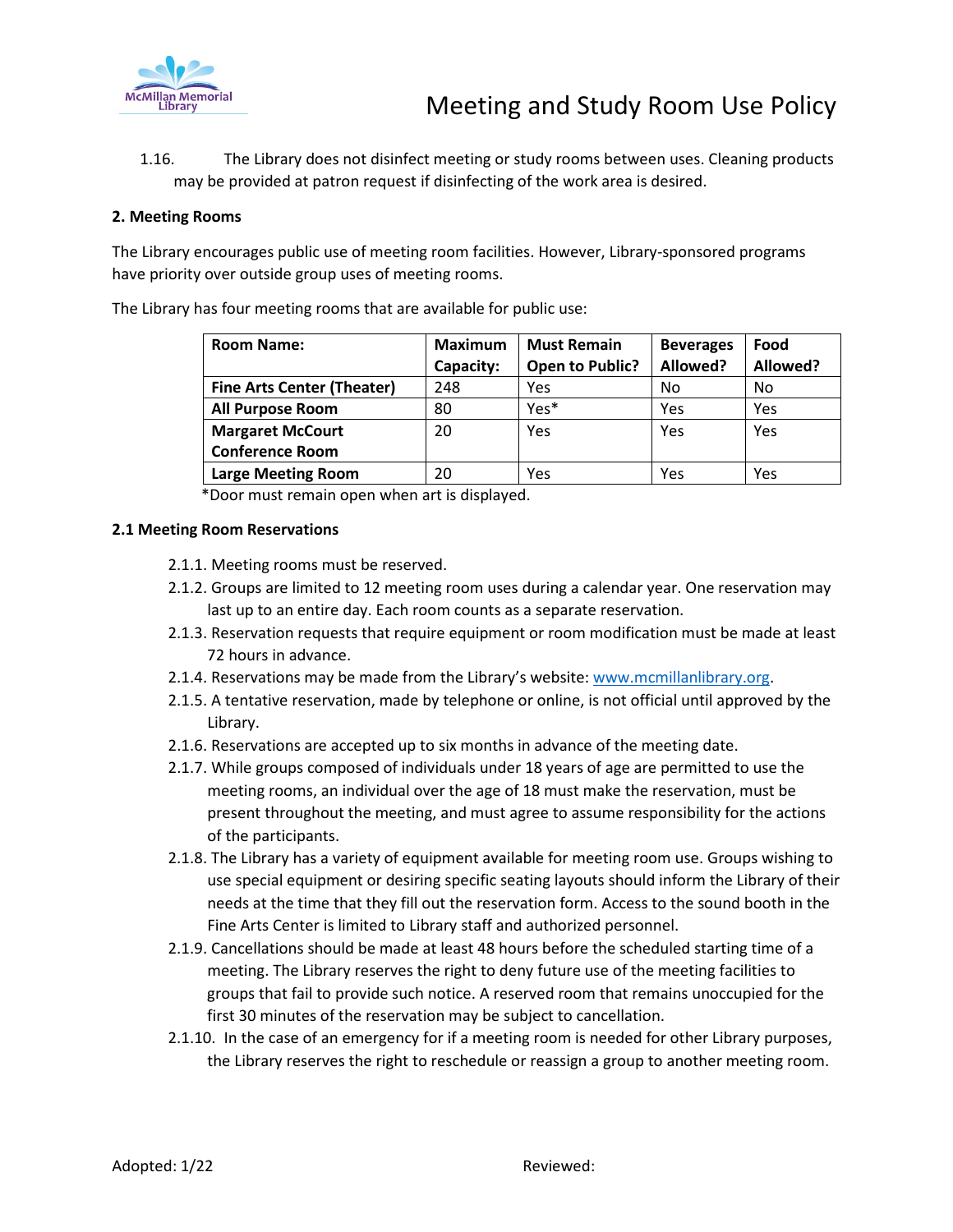1.16. The Library does not disinfect meeting or study rooms between uses. Cleaning products may be provided at patron request if disinfecting of the work area is desired.

**2. Meeting Rooms**

The Library encourages public use of meeting room facilities. However, Library-sponsored programs have priority over outside group uses of meeting rooms.

The Library has four meeting rooms that are available for public use:

| Room Name: | Maximum Capacity: | Must Remain Open to Public? | Beverages Allowed? | Food Allowed? |
|---|---|---|---|---|
| **Fine Arts Center (Theater)** | 248 | Yes | No | No |
| **All Purpose Room** | 80 | Yes* | Yes | Yes |
| **Margaret McCourt Conference Room** | 20 | Yes | Yes | Yes |
| **Large Meeting Room** | 20 | Yes | Yes | Yes |

*Door must remain open when art is displayed.

**2.1 Meeting Room Reservations**

2.1.1. Meeting rooms must be reserved.

2.1.2. Groups are limited to 12 meeting room uses during a calendar year. One reservation may last up to an entire day. Each room counts as a separate reservation.

2.1.3. Reservation requests that require equipment or room modification must be made at least 72 hours in advance.

2.1.4. Reservations may be made from the Library's website: www.mcmillanlibrary.org.

2.1.5. A tentative reservation, made by telephone or online, is not official until approved by the Library.

2.1.6. Reservations are accepted up to six months in advance of the meeting date.

2.1.7. While groups composed of individuals under 18 years of age are permitted to use the meeting rooms, an individual over the age of 18 must make the reservation, must be present throughout the meeting, and must agree to assume responsibility for the actions of the participants.

2.1.8. The Library has a variety of equipment available for meeting room use. Groups wishing to use special equipment or desiring specific seating layouts should inform the Library of their needs at the time that they fill out the reservation form. Access to the sound booth in the Fine Arts Center is limited to Library staff and authorized personnel.

2.1.9. Cancellations should be made at least 48 hours before the scheduled starting time of a meeting. The Library reserves the right to deny future use of the meeting facilities to groups that fail to provide such notice. A reserved room that remains unoccupied for the first 30 minutes of the reservation may be subject to cancellation.

2.1.10. In the case of an emergency for if a meeting room is needed for other Library purposes, the Library reserves the right to reschedule or reassign a group to another meeting room.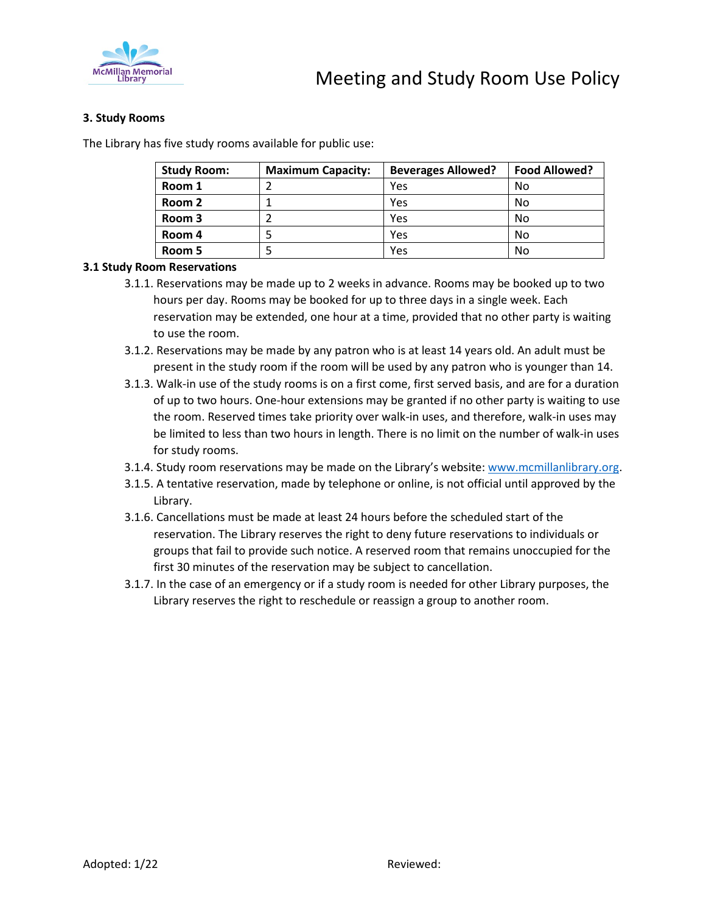### 3. Study Rooms

The Library has five study rooms available for public use:

| Study Room: | Maximum Capacity: | Beverages Allowed? | Food Allowed? |
|---|---|---|---|
| **Room 1** | 2 | Yes | No |
| **Room 2** | 1 | Yes | No |
| **Room 3** | 2 | Yes | No |
| **Room 4** | 5 | Yes | No |
| **Room 5** | 5 | Yes | No |

#### 3.1 Study Room Reservations

3.1.1. Reservations may be made up to 2 weeks in advance. Rooms may be booked up to two hours per day. Rooms may be booked for up to three days in a single week. Each reservation may be extended, one hour at a time, provided that no other party is waiting to use the room.

3.1.2. Reservations may be made by any patron who is at least 14 years old. An adult must be present in the study room if the room will be used by any patron who is younger than 14.

3.1.3. Walk-in use of the study rooms is on a first come, first served basis, and are for a duration of up to two hours. One-hour extensions may be granted if no other party is waiting to use the room. Reserved times take priority over walk-in uses, and therefore, walk-in uses may be limited to less than two hours in length. There is no limit on the number of walk-in uses for study rooms.

3.1.4. Study room reservations may be made on the Library's website: www.mcmillanlibrary.org.

3.1.5. A tentative reservation, made by telephone or online, is not official until approved by the Library.

3.1.6. Cancellations must be made at least 24 hours before the scheduled start of the reservation. The Library reserves the right to deny future reservations to individuals or groups that fail to provide such notice. A reserved room that remains unoccupied for the first 30 minutes of the reservation may be subject to cancellation.

3.1.7. In the case of an emergency or if a study room is needed for other Library purposes, the Library reserves the right to reschedule or reassign a group to another room.